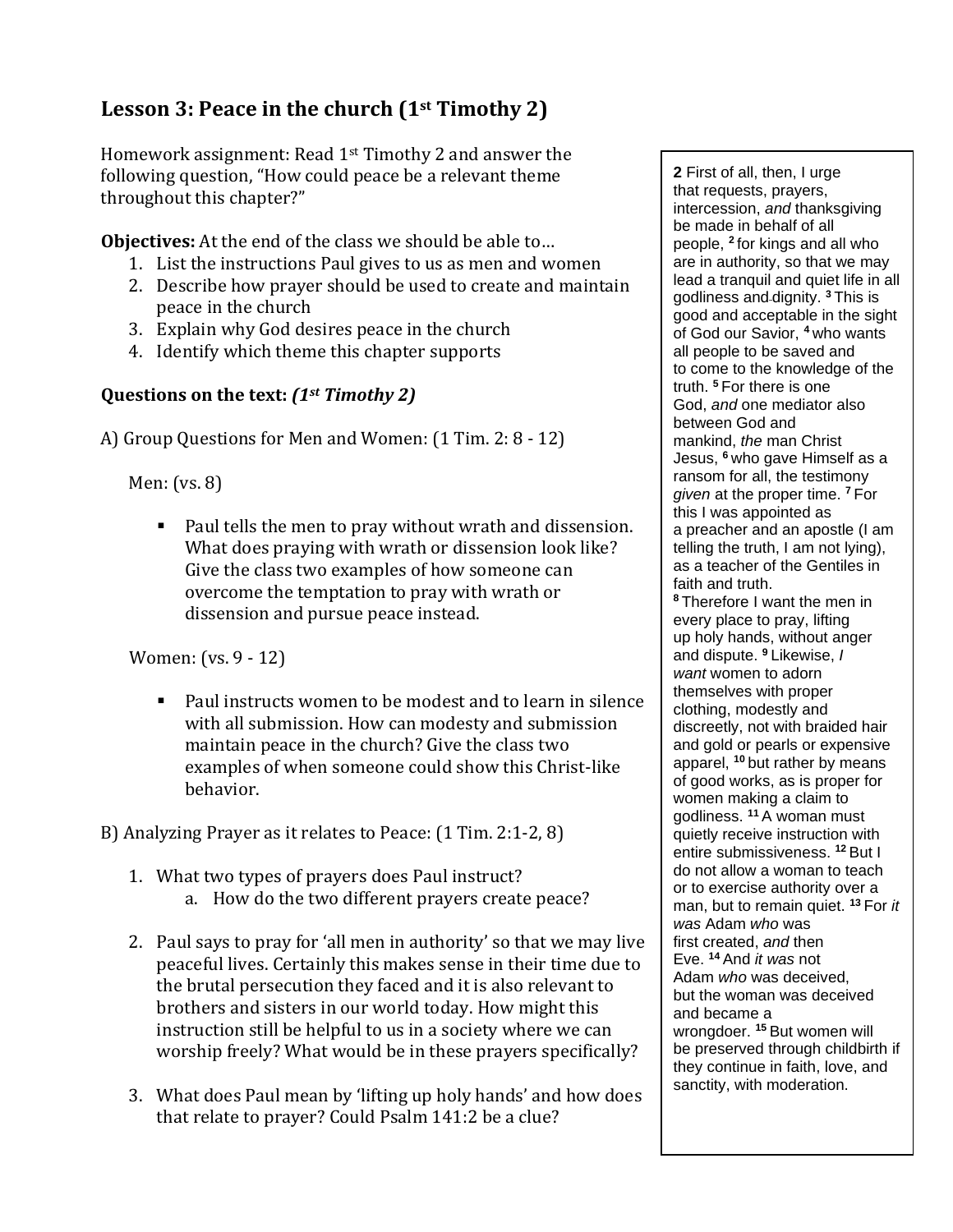## Lesson 3: Peace in the church (1st Timothy 2)

Homework assignment: Read 1st Timothy 2 and answer the following question, "How could peace be a relevant theme throughout this chapter?"

**Objectives:** At the end of the class we should be able to…

1. List the instructions Paul gives to us as men and women
2. Describe how prayer should be used to create and maintain peace in the church
3. Explain why God desires peace in the church
4. Identify which theme this chapter supports

**Questions on the text:** ***(1st Timothy 2)***

A) Group Questions for Men and Women: (1 Tim. 2: 8 - 12)

Men: (vs. 8)

- Paul tells the men to pray without wrath and dissension. What does praying with wrath or dissension look like? Give the class two examples of how someone can overcome the temptation to pray with wrath or dissension and pursue peace instead.

Women: (vs. 9 - 12)

- Paul instructs women to be modest and to learn in silence with all submission. How can modesty and submission maintain peace in the church? Give the class two examples of when someone could show this Christ-like behavior.

B) Analyzing Prayer as it relates to Peace: (1 Tim. 2:1-2, 8)

1. What two types of prayers does Paul instruct?
   a. How do the two different prayers create peace?
2. Paul says to pray for 'all men in authority' so that we may live peaceful lives. Certainly this makes sense in their time due to the brutal persecution they faced and it is also relevant to brothers and sisters in our world today. How might this instruction still be helpful to us in a society where we can worship freely? What would be in these prayers specifically?
3. What does Paul mean by 'lifting up holy hands' and how does that relate to prayer? Could Psalm 141:2 be a clue?

**2** First of all, then, I urge that requests, prayers, intercession, *and* thanksgiving be made in behalf of all people, [2] for kings and all who are in authority, so that we may lead a tranquil and quiet life in all godliness and dignity. [3] This is good and acceptable in the sight of God our Savior, [4] who wants all people to be saved and to come to the knowledge of the truth. [5] For there is one God, *and* one mediator also between God and mankind, *the* man Christ Jesus, [6] who gave Himself as a ransom for all, the testimony *given* at the proper time. [7] For this I was appointed as a preacher and an apostle (I am telling the truth, I am not lying), as a teacher of the Gentiles in faith and truth.
[8] Therefore I want the men in every place to pray, lifting up holy hands, without anger and dispute. [9] Likewise, *I want* women to adorn themselves with proper clothing, modestly and discreetly, not with braided hair and gold or pearls or expensive apparel, [10] but rather by means of good works, as is proper for women making a claim to godliness. [11] A woman must quietly receive instruction with entire submissiveness. [12] But I do not allow a woman to teach or to exercise authority over a man, but to remain quiet. [13] For *it was* Adam *who* was first created, *and* then Eve. [14] And *it was* not Adam *who* was deceived, but the woman was deceived and became a wrongdoer. [15] But women will be preserved through childbirth if they continue in faith, love, and sanctity, with moderation.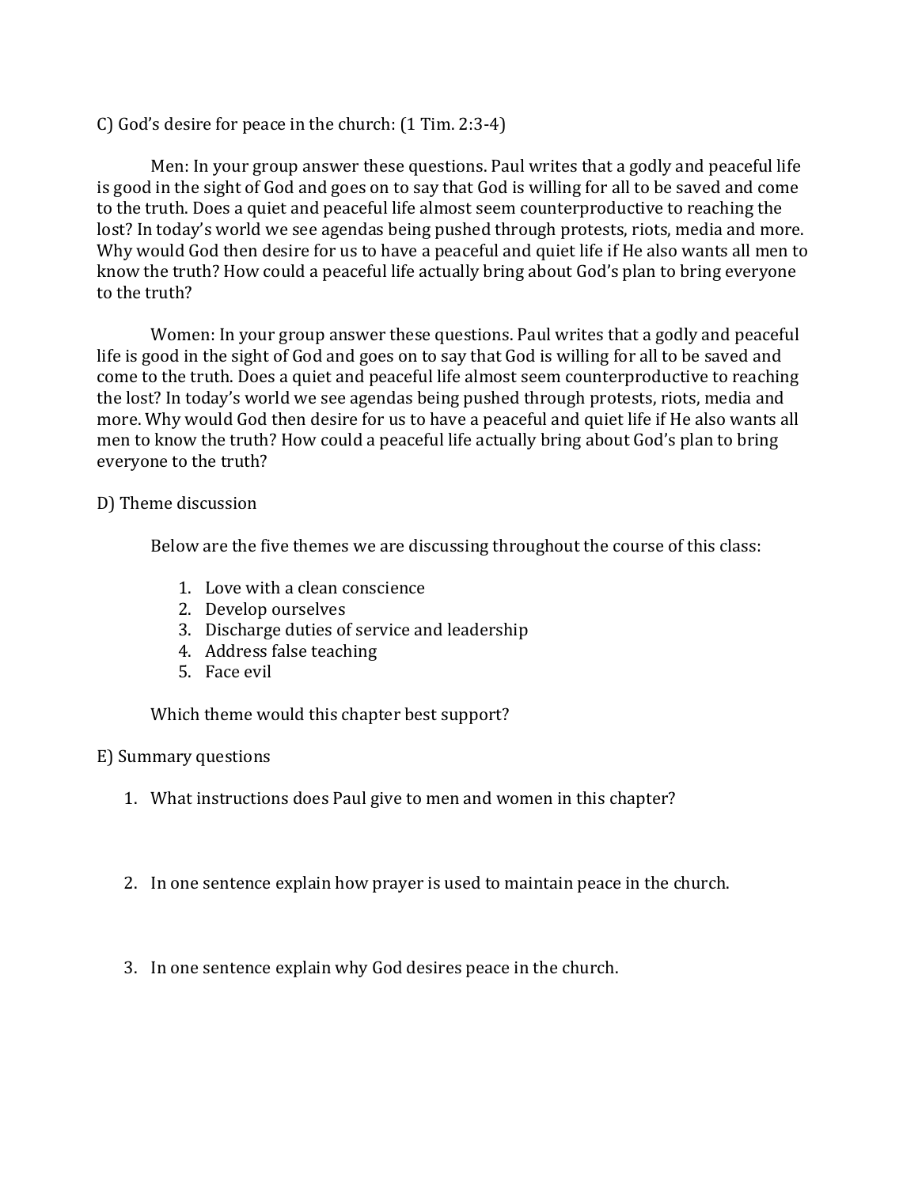C) God's desire for peace in the church: (1 Tim. 2:3-4)

Men: In your group answer these questions. Paul writes that a godly and peaceful life is good in the sight of God and goes on to say that God is willing for all to be saved and come to the truth. Does a quiet and peaceful life almost seem counterproductive to reaching the lost? In today's world we see agendas being pushed through protests, riots, media and more. Why would God then desire for us to have a peaceful and quiet life if He also wants all men to know the truth? How could a peaceful life actually bring about God's plan to bring everyone to the truth?

Women: In your group answer these questions. Paul writes that a godly and peaceful life is good in the sight of God and goes on to say that God is willing for all to be saved and come to the truth. Does a quiet and peaceful life almost seem counterproductive to reaching the lost? In today's world we see agendas being pushed through protests, riots, media and more. Why would God then desire for us to have a peaceful and quiet life if He also wants all men to know the truth? How could a peaceful life actually bring about God's plan to bring everyone to the truth?

D) Theme discussion

Below are the five themes we are discussing throughout the course of this class:

1. Love with a clean conscience
2. Develop ourselves
3. Discharge duties of service and leadership
4. Address false teaching
5. Face evil

Which theme would this chapter best support?

E) Summary questions

1. What instructions does Paul give to men and women in this chapter?

2. In one sentence explain how prayer is used to maintain peace in the church.

3. In one sentence explain why God desires peace in the church.